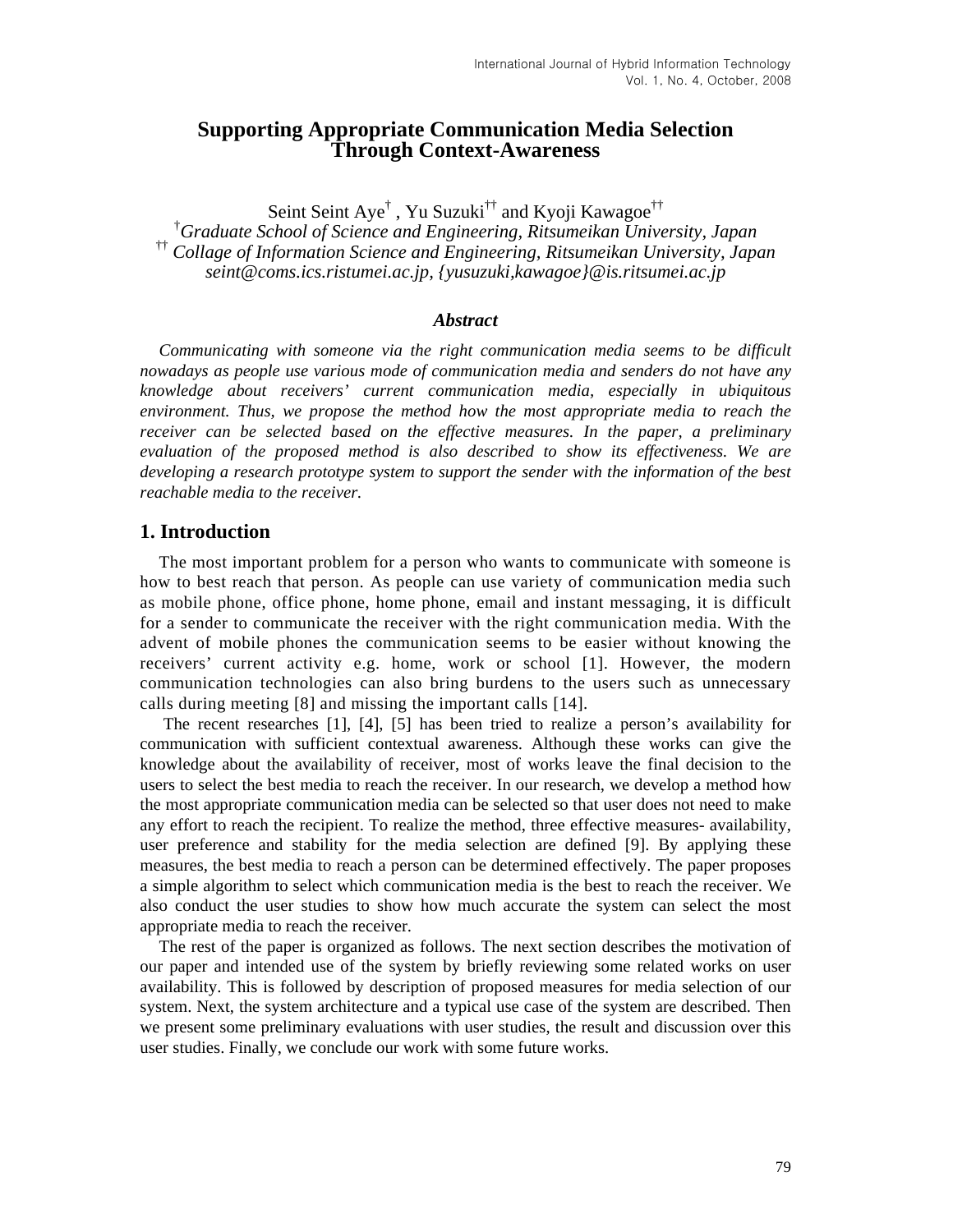# Supporting Appropriate Communication Media Selection Through Context-Awareness

Seint Seint Aye[†] , Yu Suzuki[††] and Kyoji Kawagoe[††]

[†]*Graduate School of Science and Engineering, Ritsumeikan University, Japan*

[††] *Collage of Information Science and Engineering, Ritsumeikan University, Japan*

*seint@coms.ics.ristumei.ac.jp, {yusuzuki,kawagoe}@is.ritsumei.ac.jp*

### *Abstract*

*Communicating with someone via the right communication media seems to be difficult nowadays as people use various mode of communication media and senders do not have any knowledge about receivers' current communication media, especially in ubiquitous environment. Thus, we propose the method how the most appropriate media to reach the receiver can be selected based on the effective measures. In the paper, a preliminary evaluation of the proposed method is also described to show its effectiveness. We are developing a research prototype system to support the sender with the information of the best reachable media to the receiver.*

## 1. Introduction

The most important problem for a person who wants to communicate with someone is how to best reach that person. As people can use variety of communication media such as mobile phone, office phone, home phone, email and instant messaging, it is difficult for a sender to communicate the receiver with the right communication media. With the advent of mobile phones the communication seems to be easier without knowing the receivers' current activity e.g. home, work or school [1]. However, the modern communication technologies can also bring burdens to the users such as unnecessary calls during meeting [8] and missing the important calls [14].

The recent researches [1], [4], [5] has been tried to realize a person's availability for communication with sufficient contextual awareness. Although these works can give the knowledge about the availability of receiver, most of works leave the final decision to the users to select the best media to reach the receiver. In our research, we develop a method how the most appropriate communication media can be selected so that user does not need to make any effort to reach the recipient. To realize the method, three effective measures- availability, user preference and stability for the media selection are defined [9]. By applying these measures, the best media to reach a person can be determined effectively. The paper proposes a simple algorithm to select which communication media is the best to reach the receiver. We also conduct the user studies to show how much accurate the system can select the most appropriate media to reach the receiver.

The rest of the paper is organized as follows. The next section describes the motivation of our paper and intended use of the system by briefly reviewing some related works on user availability. This is followed by description of proposed measures for media selection of our system. Next, the system architecture and a typical use case of the system are described. Then we present some preliminary evaluations with user studies, the result and discussion over this user studies. Finally, we conclude our work with some future works.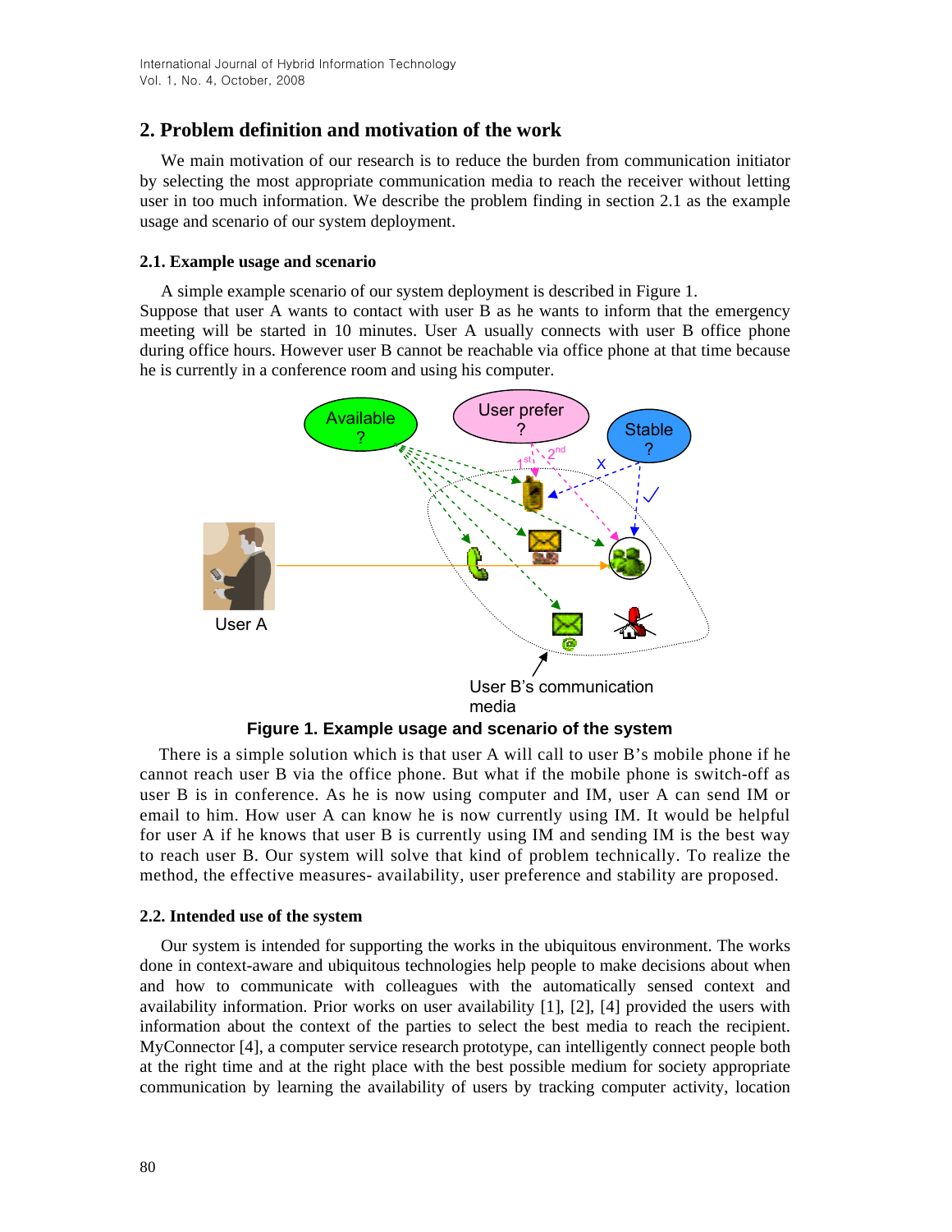## 2. Problem definition and motivation of the work

We main motivation of our research is to reduce the burden from communication initiator by selecting the most appropriate communication media to reach the receiver without letting user in too much information. We describe the problem finding in section 2.1 as the example usage and scenario of our system deployment.

### 2.1. Example usage and scenario

A simple example scenario of our system deployment is described in Figure 1.
Suppose that user A wants to contact with user B as he wants to inform that the emergency meeting will be started in 10 minutes. User A usually connects with user B office phone during office hours. However user B cannot be reachable via office phone at that time because he is currently in a conference room and using his computer.

**Figure 1. Example usage and scenario of the system**

There is a simple solution which is that user A will call to user B's mobile phone if he cannot reach user B via the office phone. But what if the mobile phone is switch-off as user B is in conference. As he is now using computer and IM, user A can send IM or email to him. How user A can know he is now currently using IM. It would be helpful for user A if he knows that user B is currently using IM and sending IM is the best way to reach user B. Our system will solve that kind of problem technically. To realize the method, the effective measures- availability, user preference and stability are proposed.

### 2.2. Intended use of the system

Our system is intended for supporting the works in the ubiquitous environment. The works done in context-aware and ubiquitous technologies help people to make decisions about when and how to communicate with colleagues with the automatically sensed context and availability information. Prior works on user availability [1], [2], [4] provided the users with information about the context of the parties to select the best media to reach the recipient. MyConnector [4], a computer service research prototype, can intelligently connect people both at the right time and at the right place with the best possible medium for society appropriate communication by learning the availability of users by tracking computer activity, location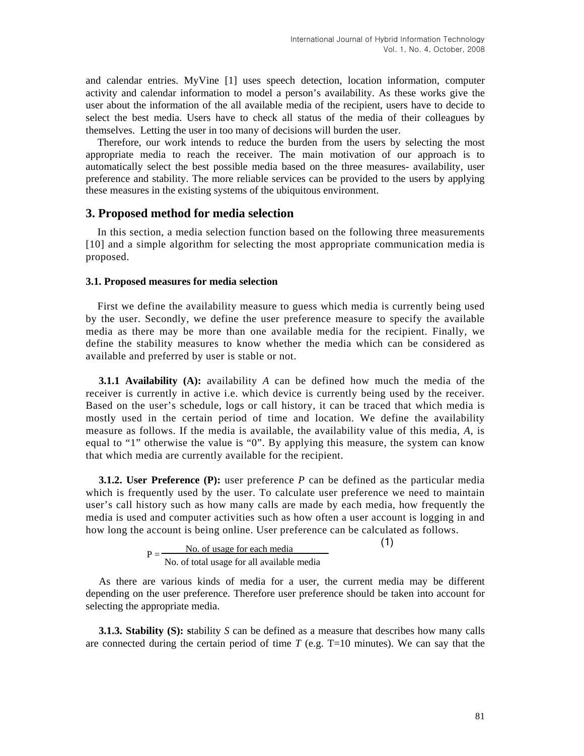and calendar entries. MyVine [1] uses speech detection, location information, computer activity and calendar information to model a person's availability. As these works give the user about the information of the all available media of the recipient, users have to decide to select the best media. Users have to check all status of the media of their colleagues by themselves. Letting the user in too many of decisions will burden the user.

Therefore, our work intends to reduce the burden from the users by selecting the most appropriate media to reach the receiver. The main motivation of our approach is to automatically select the best possible media based on the three measures- availability, user preference and stability. The more reliable services can be provided to the users by applying these measures in the existing systems of the ubiquitous environment.

## 3. Proposed method for media selection

In this section, a media selection function based on the following three measurements [10] and a simple algorithm for selecting the most appropriate communication media is proposed.

### 3.1. Proposed measures for media selection

First we define the availability measure to guess which media is currently being used by the user. Secondly, we define the user preference measure to specify the available media as there may be more than one available media for the recipient. Finally, we define the stability measures to know whether the media which can be considered as available and preferred by user is stable or not.

**3.1.1 Availability (A):** availability *A* can be defined how much the media of the receiver is currently in active i.e. which device is currently being used by the receiver. Based on the user's schedule, logs or call history, it can be traced that which media is mostly used in the certain period of time and location. We define the availability measure as follows. If the media is available, the availability value of this media, *A*, is equal to "1" otherwise the value is "0". By applying this measure, the system can know that which media are currently available for the recipient.

**3.1.2. User Preference (P):** user preference *P* can be defined as the particular media which is frequently used by the user. To calculate user preference we need to maintain user's call history such as how many calls are made by each media, how frequently the media is used and computer activities such as how often a user account is logging in and how long the account is being online. User preference can be calculated as follows.

$$P = \frac{\text{No. of usage for each media}}{\text{No. of total usage for all available media}} \tag{1}$$

As there are various kinds of media for a user, the current media may be different depending on the user preference. Therefore user preference should be taken into account for selecting the appropriate media.

**3.1.3. Stability (S): s**tability *S* can be defined as a measure that describes how many calls are connected during the certain period of time *T* (e.g. T=10 minutes). We can say that the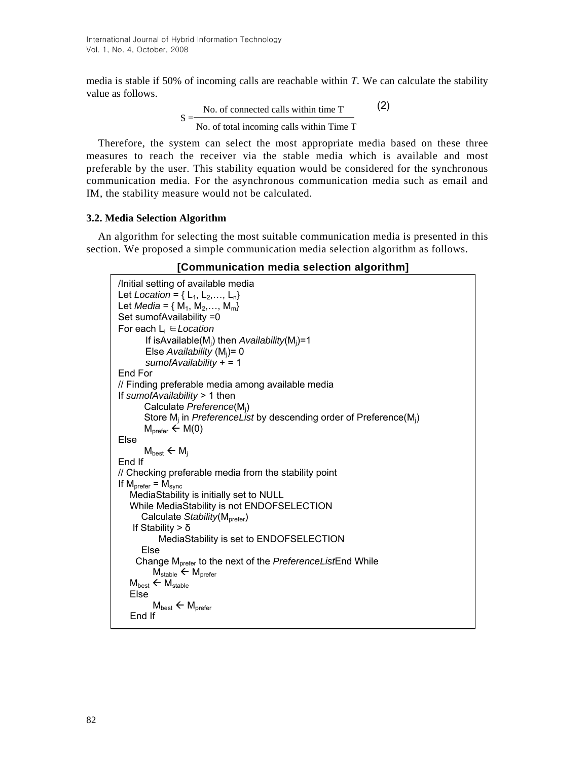media is stable if 50% of incoming calls are reachable within *T*. We can calculate the stability value as follows.

$$S = \frac{\text{No. of connected calls within time T}}{\text{No. of total incoming calls within Time T}} \quad (2)$$

Therefore, the system can select the most appropriate media based on these three measures to reach the receiver via the stable media which is available and most preferable by the user. This stability equation would be considered for the synchronous communication media. For the asynchronous communication media such as email and IM, the stability measure would not be calculated.

### 3.2. Media Selection Algorithm

An algorithm for selecting the most suitable communication media is presented in this section. We proposed a simple communication media selection algorithm as follows.

**[Communication media selection algorithm]**

```
/Initial setting of available media
Let Location = { L1, L2,…, Ln}
Let Media = { M1, M2,…, Mm}
Set sumofAvailability =0
For each Li ∈Location
        If isAvailable(Mj) then Availability(Mj)=1
        Else Availability (Mj)= 0
        sumofAvailability + = 1
End For
// Finding preferable media among available media
If sumofAvailability > 1 then
        Calculate Preference(Mj)
        Store Mj in PreferenceList by descending order of Preference(Mj)
        Mprefer ← M(0)
Else
        Mbest ← Mj
End If
// Checking preferable media from the stability point
If Mprefer = Msync
    MediaStability is initially set to NULL
    While MediaStability is not ENDOFSELECTION
        Calculate Stability(Mprefer)
     If Stability > δ
            MediaStability is set to ENDOFSELECTION
        Else
      Change Mprefer to the next of the PreferenceListEnd While
          Mstable ← Mprefer
    Mbest ← Mstable
    Else
          Mbest ← Mprefer
    End If
```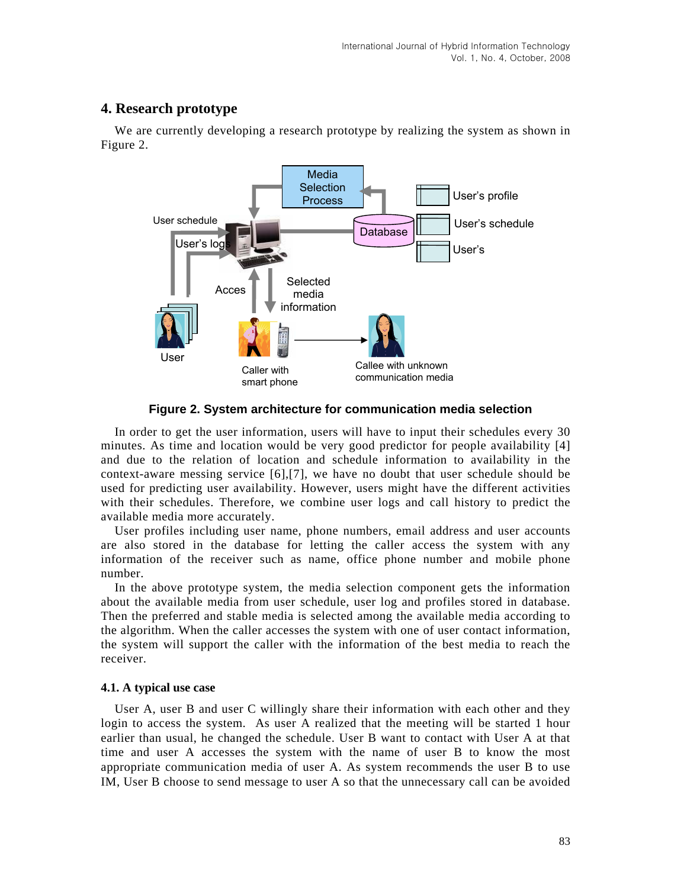## 4. Research prototype

We are currently developing a research prototype by realizing the system as shown in Figure 2.

**Figure 2. System architecture for communication media selection**

In order to get the user information, users will have to input their schedules every 30 minutes. As time and location would be very good predictor for people availability [4] and due to the relation of location and schedule information to availability in the context-aware messing service [6],[7], we have no doubt that user schedule should be used for predicting user availability. However, users might have the different activities with their schedules. Therefore, we combine user logs and call history to predict the available media more accurately.

User profiles including user name, phone numbers, email address and user accounts are also stored in the database for letting the caller access the system with any information of the receiver such as name, office phone number and mobile phone number.

In the above prototype system, the media selection component gets the information about the available media from user schedule, user log and profiles stored in database. Then the preferred and stable media is selected among the available media according to the algorithm. When the caller accesses the system with one of user contact information, the system will support the caller with the information of the best media to reach the receiver.

### 4.1. A typical use case

User A, user B and user C willingly share their information with each other and they login to access the system. As user A realized that the meeting will be started 1 hour earlier than usual, he changed the schedule. User B want to contact with User A at that time and user A accesses the system with the name of user B to know the most appropriate communication media of user A. As system recommends the user B to use IM, User B choose to send message to user A so that the unnecessary call can be avoided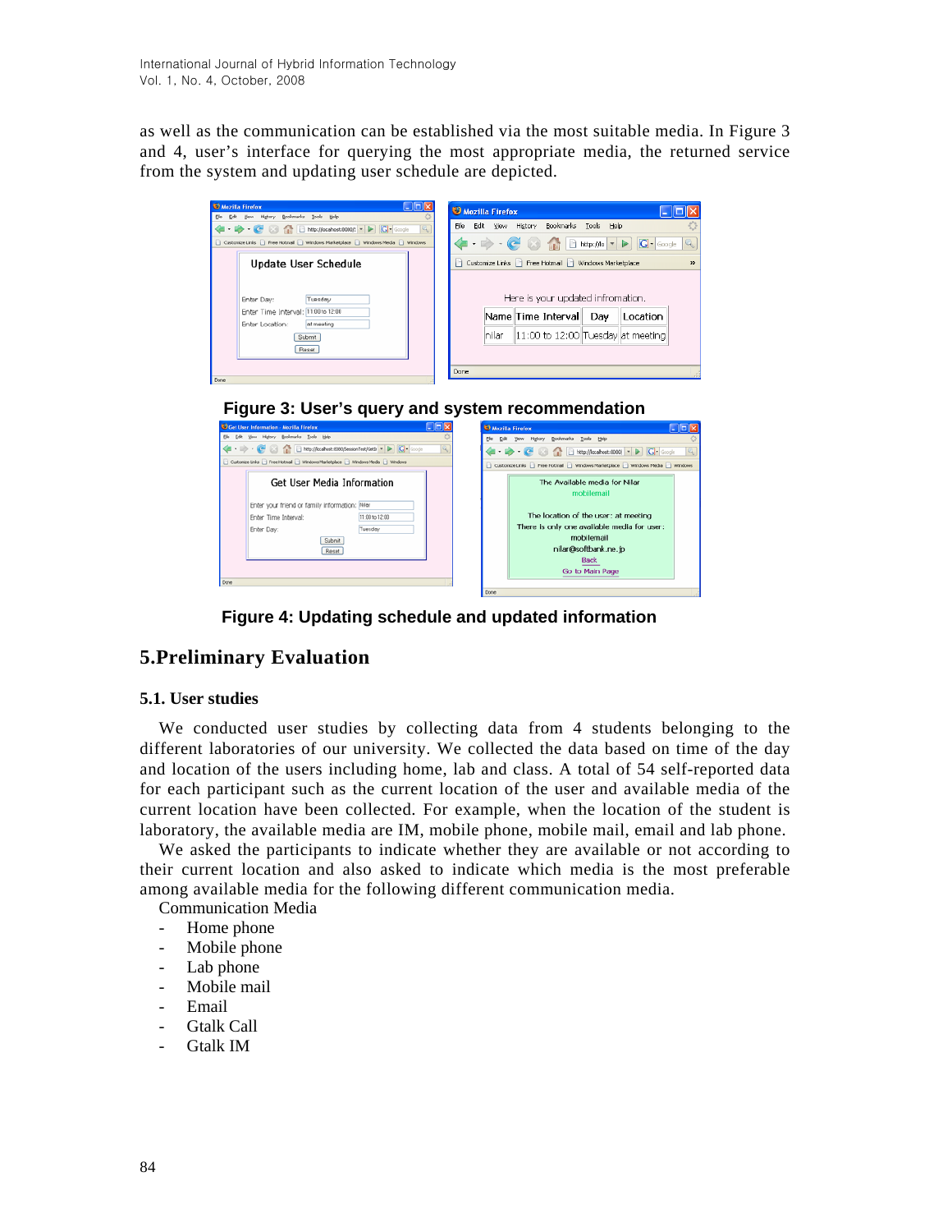as well as the communication can be established via the most suitable media. In Figure 3 and 4, user's interface for querying the most appropriate media, the returned service from the system and updating user schedule are depicted.

**Figure 3: User's query and system recommendation**

**Figure 4: Updating schedule and updated information**

## 5.Preliminary Evaluation

### 5.1. User studies

We conducted user studies by collecting data from 4 students belonging to the different laboratories of our university. We collected the data based on time of the day and location of the users including home, lab and class. A total of 54 self-reported data for each participant such as the current location of the user and available media of the current location have been collected. For example, when the location of the student is laboratory, the available media are IM, mobile phone, mobile mail, email and lab phone.

We asked the participants to indicate whether they are available or not according to their current location and also asked to indicate which media is the most preferable among available media for the following different communication media.

Communication Media

- Home phone
- Mobile phone
- Lab phone
- Mobile mail
- Email
- Gtalk Call
- Gtalk IM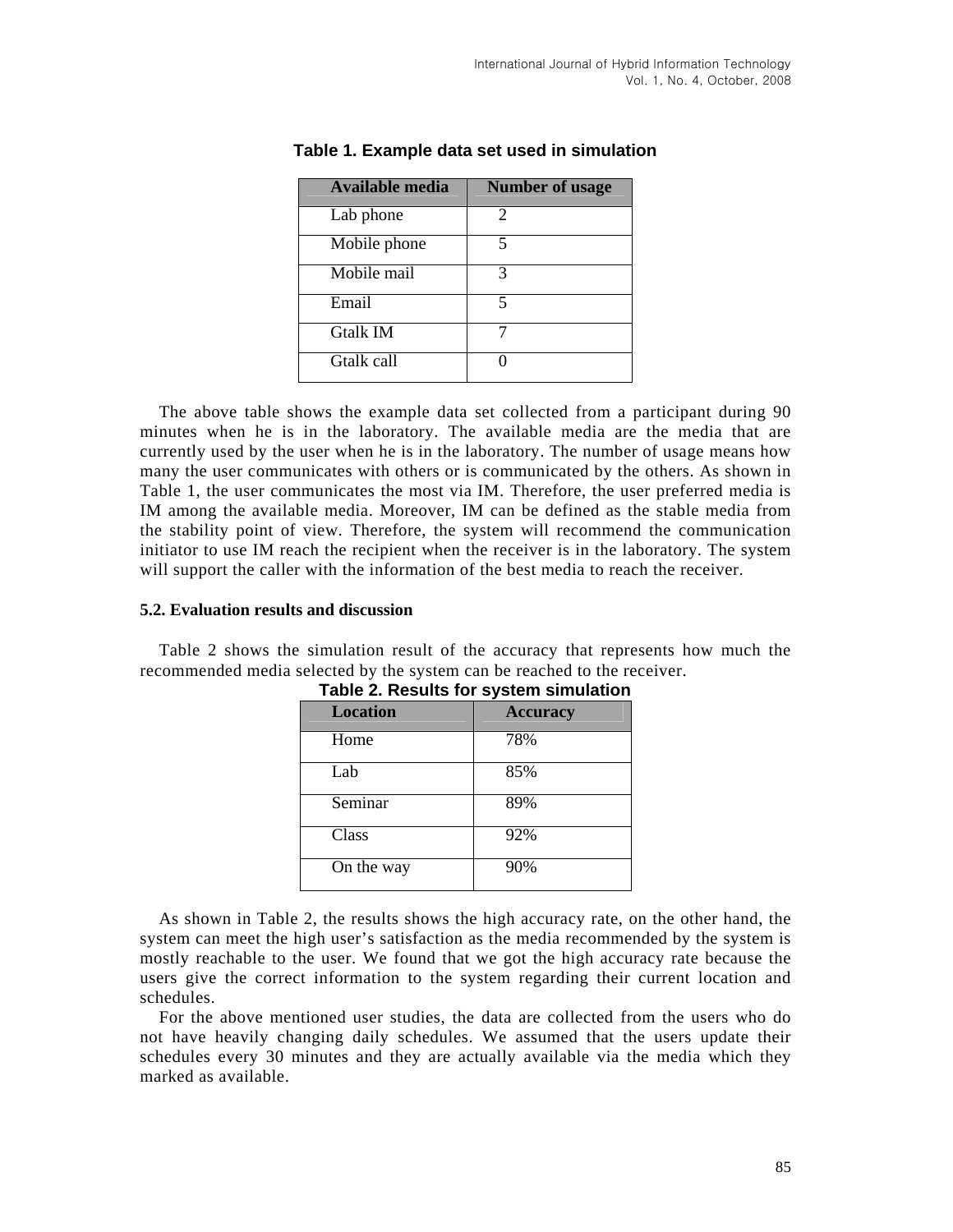**Table 1. Example data set used in simulation**

| Available media | Number of usage |
|---|---|
| Lab phone | 2 |
| Mobile phone | 5 |
| Mobile mail | 3 |
| Email | 5 |
| Gtalk IM | 7 |
| Gtalk call | 0 |

The above table shows the example data set collected from a participant during 90 minutes when he is in the laboratory. The available media are the media that are currently used by the user when he is in the laboratory. The number of usage means how many the user communicates with others or is communicated by the others. As shown in Table 1, the user communicates the most via IM. Therefore, the user preferred media is IM among the available media. Moreover, IM can be defined as the stable media from the stability point of view. Therefore, the system will recommend the communication initiator to use IM reach the recipient when the receiver is in the laboratory. The system will support the caller with the information of the best media to reach the receiver.

### 5.2. Evaluation results and discussion

Table 2 shows the simulation result of the accuracy that represents how much the recommended media selected by the system can be reached to the receiver.

**Table 2. Results for system simulation**

| Location | Accuracy |
|---|---|
| Home | 78% |
| Lab | 85% |
| Seminar | 89% |
| Class | 92% |
| On the way | 90% |

As shown in Table 2, the results shows the high accuracy rate, on the other hand, the system can meet the high user's satisfaction as the media recommended by the system is mostly reachable to the user. We found that we got the high accuracy rate because the users give the correct information to the system regarding their current location and schedules.

For the above mentioned user studies, the data are collected from the users who do not have heavily changing daily schedules. We assumed that the users update their schedules every 30 minutes and they are actually available via the media which they marked as available.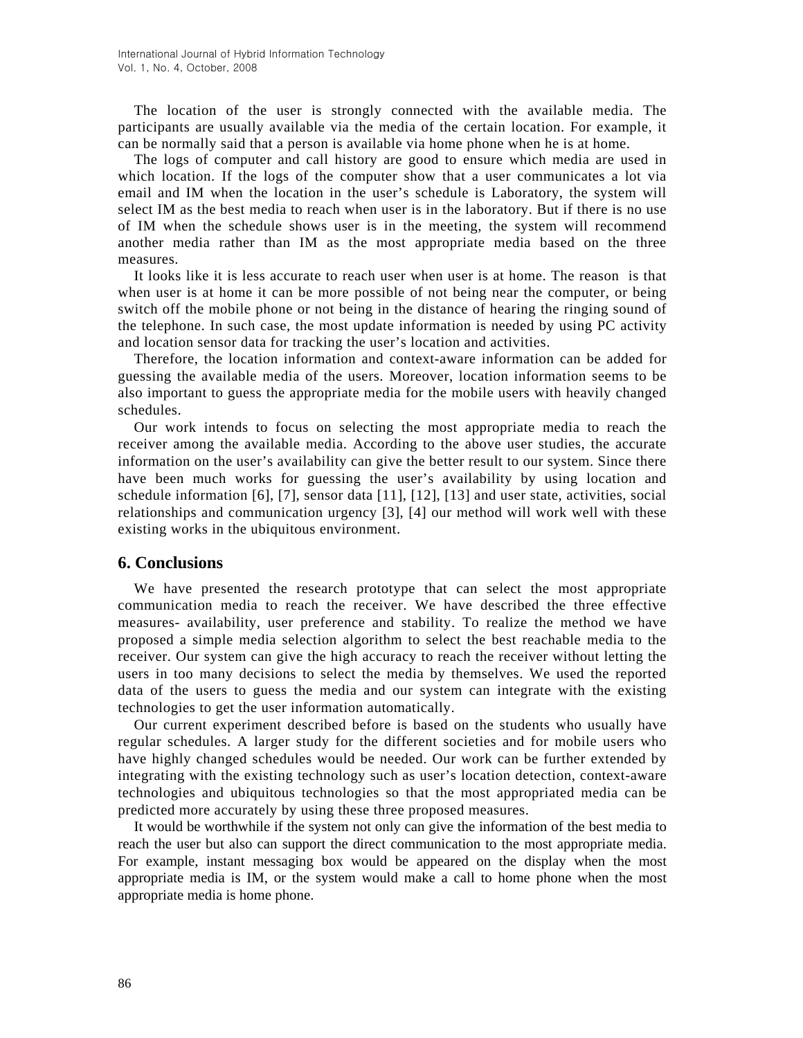The location of the user is strongly connected with the available media. The participants are usually available via the media of the certain location. For example, it can be normally said that a person is available via home phone when he is at home.

The logs of computer and call history are good to ensure which media are used in which location. If the logs of the computer show that a user communicates a lot via email and IM when the location in the user's schedule is Laboratory, the system will select IM as the best media to reach when user is in the laboratory. But if there is no use of IM when the schedule shows user is in the meeting, the system will recommend another media rather than IM as the most appropriate media based on the three measures.

It looks like it is less accurate to reach user when user is at home. The reason is that when user is at home it can be more possible of not being near the computer, or being switch off the mobile phone or not being in the distance of hearing the ringing sound of the telephone. In such case, the most update information is needed by using PC activity and location sensor data for tracking the user's location and activities.

Therefore, the location information and context-aware information can be added for guessing the available media of the users. Moreover, location information seems to be also important to guess the appropriate media for the mobile users with heavily changed schedules.

Our work intends to focus on selecting the most appropriate media to reach the receiver among the available media. According to the above user studies, the accurate information on the user's availability can give the better result to our system. Since there have been much works for guessing the user's availability by using location and schedule information [6], [7], sensor data [11], [12], [13] and user state, activities, social relationships and communication urgency [3], [4] our method will work well with these existing works in the ubiquitous environment.

## 6. Conclusions

We have presented the research prototype that can select the most appropriate communication media to reach the receiver. We have described the three effective measures- availability, user preference and stability. To realize the method we have proposed a simple media selection algorithm to select the best reachable media to the receiver. Our system can give the high accuracy to reach the receiver without letting the users in too many decisions to select the media by themselves. We used the reported data of the users to guess the media and our system can integrate with the existing technologies to get the user information automatically.

Our current experiment described before is based on the students who usually have regular schedules. A larger study for the different societies and for mobile users who have highly changed schedules would be needed. Our work can be further extended by integrating with the existing technology such as user's location detection, context-aware technologies and ubiquitous technologies so that the most appropriated media can be predicted more accurately by using these three proposed measures.

It would be worthwhile if the system not only can give the information of the best media to reach the user but also can support the direct communication to the most appropriate media. For example, instant messaging box would be appeared on the display when the most appropriate media is IM, or the system would make a call to home phone when the most appropriate media is home phone.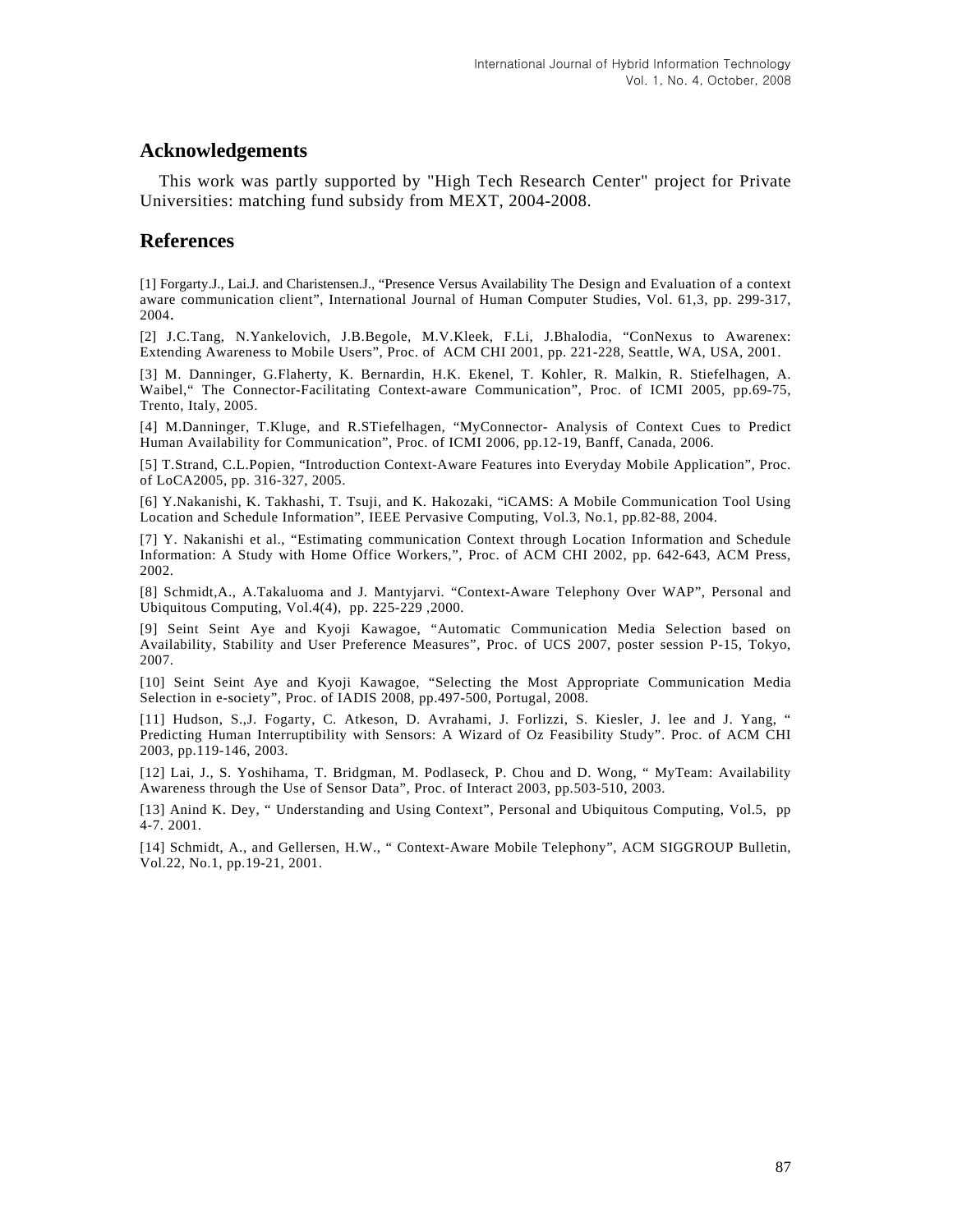## Acknowledgements

This work was partly supported by "High Tech Research Center" project for Private Universities: matching fund subsidy from MEXT, 2004-2008.

## References

[1] Forgarty.J., Lai.J. and Charistensen.J., "Presence Versus Availability The Design and Evaluation of a context aware communication client", International Journal of Human Computer Studies, Vol. 61,3, pp. 299-317, 2004.

[2] J.C.Tang, N.Yankelovich, J.B.Begole, M.V.Kleek, F.Li, J.Bhalodia, "ConNexus to Awarenex: Extending Awareness to Mobile Users", Proc. of ACM CHI 2001, pp. 221-228, Seattle, WA, USA, 2001.

[3] M. Danninger, G.Flaherty, K. Bernardin, H.K. Ekenel, T. Kohler, R. Malkin, R. Stiefelhagen, A. Waibel," The Connector-Facilitating Context-aware Communication", Proc. of ICMI 2005, pp.69-75, Trento, Italy, 2005.

[4] M.Danninger, T.Kluge, and R.STiefelhagen, "MyConnector- Analysis of Context Cues to Predict Human Availability for Communication", Proc. of ICMI 2006, pp.12-19, Banff, Canada, 2006.

[5] T.Strand, C.L.Popien, "Introduction Context-Aware Features into Everyday Mobile Application", Proc. of LoCA2005, pp. 316-327, 2005.

[6] Y.Nakanishi, K. Takhashi, T. Tsuji, and K. Hakozaki, "iCAMS: A Mobile Communication Tool Using Location and Schedule Information", IEEE Pervasive Computing, Vol.3, No.1, pp.82-88, 2004.

[7] Y. Nakanishi et al., "Estimating communication Context through Location Information and Schedule Information: A Study with Home Office Workers,", Proc. of ACM CHI 2002, pp. 642-643, ACM Press, 2002.

[8] Schmidt,A., A.Takaluoma and J. Mantyjarvi. "Context-Aware Telephony Over WAP", Personal and Ubiquitous Computing, Vol.4(4), pp. 225-229 ,2000.

[9] Seint Seint Aye and Kyoji Kawagoe, "Automatic Communication Media Selection based on Availability, Stability and User Preference Measures", Proc. of UCS 2007, poster session P-15, Tokyo, 2007.

[10] Seint Seint Aye and Kyoji Kawagoe, "Selecting the Most Appropriate Communication Media Selection in e-society", Proc. of IADIS 2008, pp.497-500, Portugal, 2008.

[11] Hudson, S.,J. Fogarty, C. Atkeson, D. Avrahami, J. Forlizzi, S. Kiesler, J. lee and J. Yang, " Predicting Human Interruptibility with Sensors: A Wizard of Oz Feasibility Study". Proc. of ACM CHI 2003, pp.119-146, 2003.

[12] Lai, J., S. Yoshihama, T. Bridgman, M. Podlaseck, P. Chou and D. Wong, " MyTeam: Availability Awareness through the Use of Sensor Data", Proc. of Interact 2003, pp.503-510, 2003.

[13] Anind K. Dey, " Understanding and Using Context", Personal and Ubiquitous Computing, Vol.5, pp 4-7. 2001.

[14] Schmidt, A., and Gellersen, H.W., " Context-Aware Mobile Telephony", ACM SIGGROUP Bulletin, Vol.22, No.1, pp.19-21, 2001.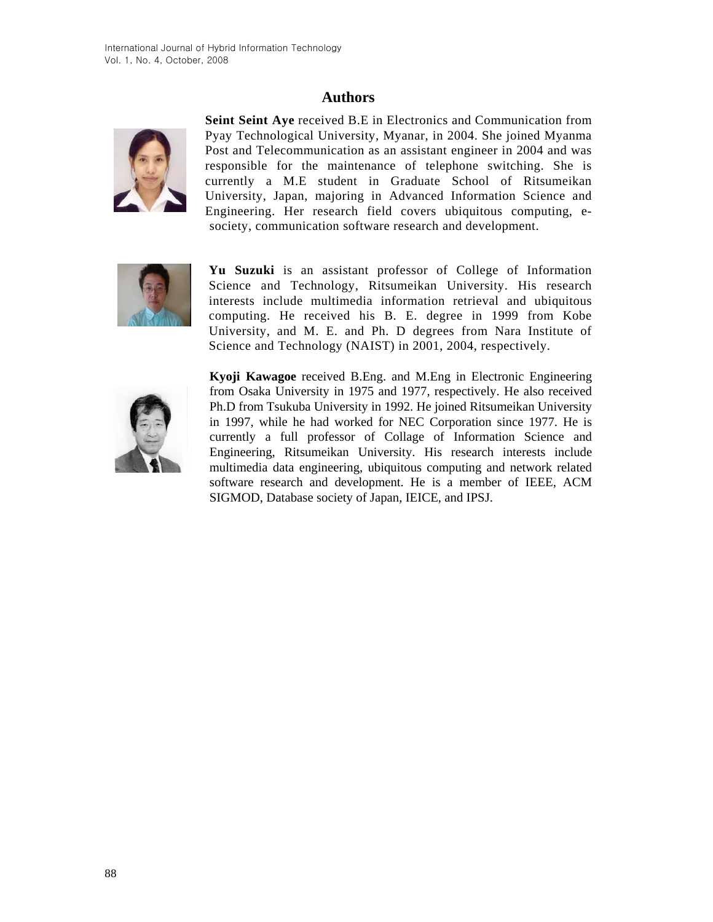## Authors

**Seint Seint Aye** received B.E in Electronics and Communication from Pyay Technological University, Myanar, in 2004. She joined Myanma Post and Telecommunication as an assistant engineer in 2004 and was responsible for the maintenance of telephone switching. She is currently a M.E student in Graduate School of Ritsumeikan University, Japan, majoring in Advanced Information Science and Engineering. Her research field covers ubiquitous computing, e-society, communication software research and development.

**Yu Suzuki** is an assistant professor of College of Information Science and Technology, Ritsumeikan University. His research interests include multimedia information retrieval and ubiquitous computing. He received his B. E. degree in 1999 from Kobe University, and M. E. and Ph. D degrees from Nara Institute of Science and Technology (NAIST) in 2001, 2004, respectively.

**Kyoji Kawagoe** received B.Eng. and M.Eng in Electronic Engineering from Osaka University in 1975 and 1977, respectively. He also received Ph.D from Tsukuba University in 1992. He joined Ritsumeikan University in 1997, while he had worked for NEC Corporation since 1977. He is currently a full professor of Collage of Information Science and Engineering, Ritsumeikan University. His research interests include multimedia data engineering, ubiquitous computing and network related software research and development. He is a member of IEEE, ACM SIGMOD, Database society of Japan, IEICE, and IPSJ.